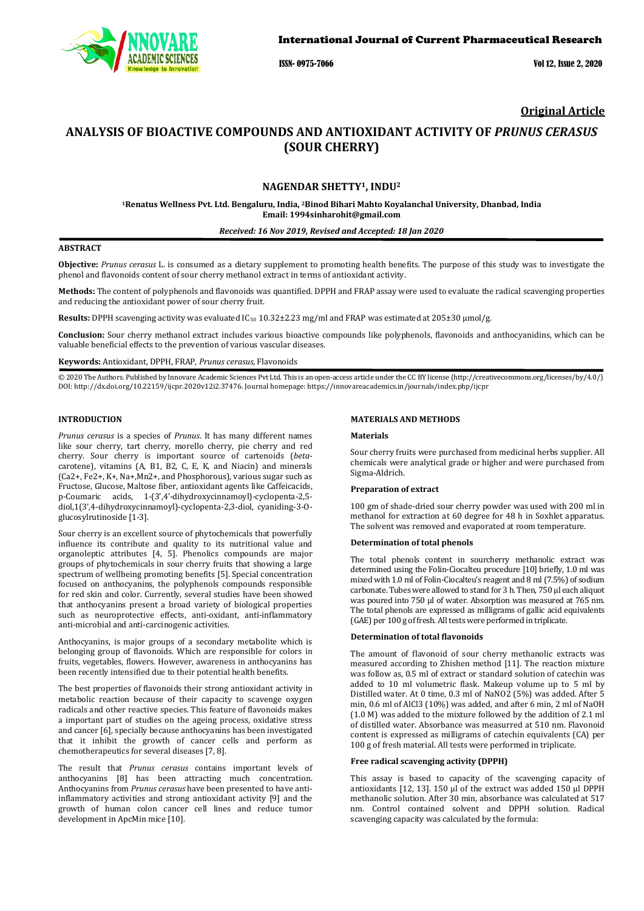## Original Article

# ANALYSIS OF BIOACTIVE COMPOUNDS AND ANTIOXIDANT ACTIVITY OF *PRUNUS CERASUS* (SOUR CHERRY)

**NAGENDAR SHETTY[1], INDU[2]**

[1]Renatus Wellness Pvt. Ltd. Bengaluru, India, [2]Binod Bihari Mahto Koyalanchal University, Dhanbad, India
Email: 1994sinharohit@gmail.com

*Received: 16 Nov 2019, Revised and Accepted: 18 Jan 2020*

### ABSTRACT

**Objective:** *Prunus cerasus* L. is consumed as a dietary supplement to promoting health benefits. The purpose of this study was to investigate the phenol and flavonoids content of sour cherry methanol extract in terms of antioxidant activity.

**Methods:** The content of polyphenols and flavonoids was quantified. DPPH and FRAP assay were used to evaluate the radical scavenging properties and reducing the antioxidant power of sour cherry fruit.

**Results:** DPPH scavenging activity was evaluated $IC_{50}$ 10.32±2.23 mg/ml and FRAP was estimated at 205±30 μmol/g.

**Conclusion:** Sour cherry methanol extract includes various bioactive compounds like polyphenols, flavonoids and anthocyanidins, which can be valuable beneficial effects to the prevention of various vascular diseases.

**Keywords:** Antioxidant, DPPH, FRAP, *Prunus cerasus*, Flavonoids

© 2020 The Authors. Published by Innovare Academic Sciences Pvt Ltd. This is an open-access article under the CC BY license (http://creativecommons.org/licenses/by/4.0/) DOI: http://dx.doi.org/10.22159/ijcpr.2020v12i2.37476. Journal homepage: https://innovareacademics.in/journals/index.php/ijcpr

### INTRODUCTION

*Prunus cerasus* is a species of *Prunus*. It has many different names like sour cherry, tart cherry, morello cherry, pie cherry and red cherry. Sour cherry is important source of cartenoids (*beta*-carotene), vitamins (A, B1, B2, C, E, K, and Niacin) and minerals ($Ca^{2+}$, $Fe^{2+}$, $K^+$, $Na^+$, $Mn^{2+}$, and Phosphorous), various sugar such as Fructose, Glucose, Maltose fiber, antioxidant agents like Caffeicacids, p-Coumaric acids, 1-(3',4'-dihydroxycinnamoyl)-cyclopenta-2,5-diol,1(3',4-dihydroxycinnamoyl)-cyclopenta-2,3-diol, cyaniding-3-O-glucosylrutinoside [1-3].

Sour cherry is an excellent source of phytochemicals that powerfully influence its contribute and quality to its nutritional value and organoleptic attributes [4, 5]. Phenolics compounds are major groups of phytochemicals in sour cherry fruits that showing a large spectrum of wellbeing promoting benefits [5]. Special concentration focused on anthocyanins, the polyphenols compounds responsible for red skin and color. Currently, several studies have been showed that anthocyanins present a broad variety of biological properties such as neuroprotective effects, anti-oxidant, anti-inflammatory anti-microbial and anti-carcinogenic activities.

Anthocyanins, is major groups of a secondary metabolite which is belonging group of flavonoids. Which are responsible for colors in fruits, vegetables, flowers. However, awareness in anthocyanins has been recently intensified due to their potential health benefits.

The best properties of flavonoids their strong antioxidant activity in metabolic reaction because of their capacity to scavenge oxygen radicals and other reactive species. This feature of flavonoids makes a important part of studies on the ageing process, oxidative stress and cancer [6], specially because anthocyanins has been investigated that it inhibit the growth of cancer cells and perform as chemotherapeutics for several diseases [7, 8].

The result that *Prunus cerasus* contains important levels of anthocyanins [8] has been attracting much concentration. Anthocyanins from *Prunus cerasus* have been presented to have anti-inflammatory activities and strong antioxidant activity [9] and the growth of human colon cancer cell lines and reduce tumor development in ApcMin mice [10].

### MATERIALS AND METHODS

#### Materials

Sour cherry fruits were purchased from medicinal herbs supplier. All chemicals were analytical grade or higher and were purchased from Sigma-Aldrich.

#### Preparation of extract

100 gm of shade-dried sour cherry powder was used with 200 ml in methanol for extraction at 60 degree for 48 h in Soxhlet apparatus. The solvent was removed and evaporated at room temperature.

#### Determination of total phenols

The total phenols content in sourcherry methanolic extract was determined using the Folin-Ciocalteu procedure [10] briefly, 1.0 ml was mixed with 1.0 ml of Folin-Ciocalteu's reagent and 8 ml (7.5%) of sodium carbonate. Tubes were allowed to stand for 3 h. Then, 750 µl each aliquot was poured into 750 µl of water. Absorption was measured at 765 nm. The total phenols are expressed as milligrams of gallic acid equivalents (GAE) per 100 g of fresh. All tests were performed in triplicate.

#### Determination of total flavonoids

The amount of flavonoid of sour cherry methanolic extracts was measured according to Zhishen method [11]. The reaction mixture was follow as, 0.5 ml of extract or standard solution of catechin was added to 10 ml volumetric flask. Makeup volume up to 5 ml by Distilled water. At 0 time, 0.3 ml of $NaNO_2$ (5%) was added. After 5 min, 0.6 ml of $AlCl_3$ (10%) was added, and after 6 min, 2 ml of NaOH (1.0 M) was added to the mixture followed by the addition of 2.1 ml of distilled water. Absorbance was measurred at 510 nm. Flavonoid content is expressed as milligrams of catechin equivalents (CA) per 100 g of fresh material. All tests were performed in triplicate.

#### Free radical scavenging activity (DPPH)

This assay is based to capacity of the scavenging capacity of antioxidants [12, 13]. 150 µl of the extract was added 150 µl DPPH methanolic solution. After 30 min, absorbance was calculated at 517 nm. Control contained solvent and DPPH solution. Radical scavenging capacity was calculated by the formula: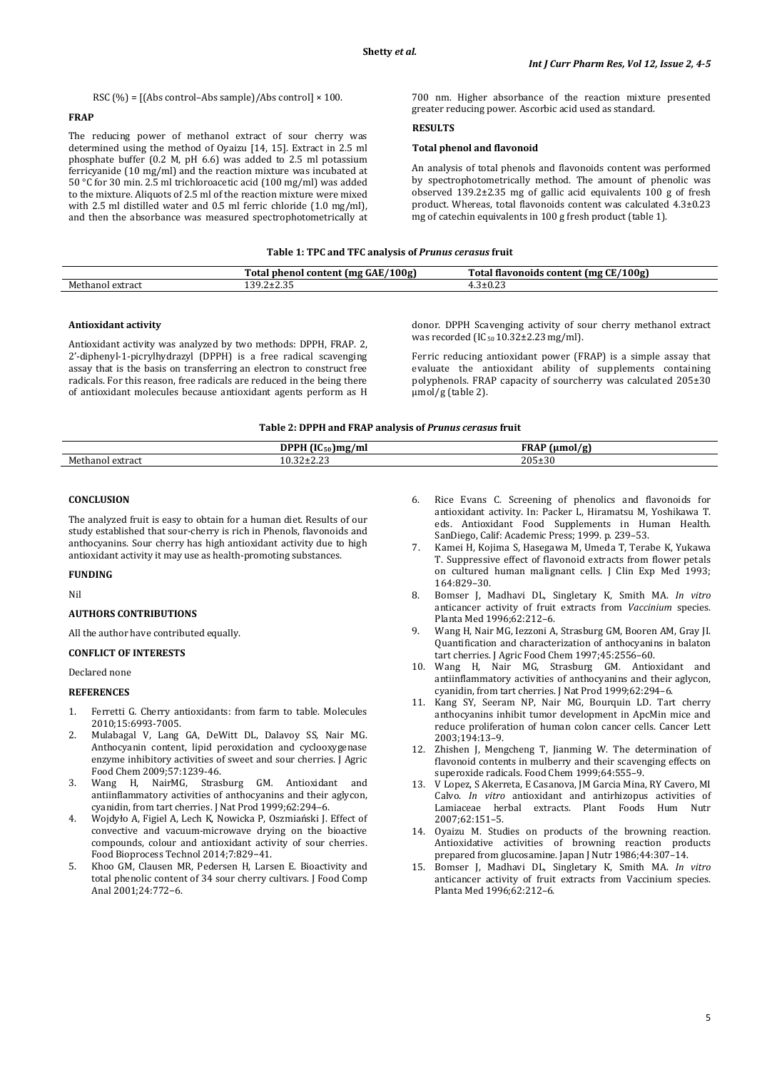RSC (%) = [(Abs control–Abs sample)/Abs control] × 100.

**FRAP**

The reducing power of methanol extract of sour cherry was determined using the method of Oyaizu [14, 15]. Extract in 2.5 ml phosphate buffer (0.2 M, pH 6.6) was added to 2.5 ml potassium ferricyanide (10 mg/ml) and the reaction mixture was incubated at 50 °C for 30 min. 2.5 ml trichloroacetic acid (100 mg/ml) was added to the mixture. Aliquots of 2.5 ml of the reaction mixture were mixed with 2.5 ml distilled water and 0.5 ml ferric chloride (1.0 mg/ml), and then the absorbance was measured spectrophotometrically at 700 nm. Higher absorbance of the reaction mixture presented greater reducing power. Ascorbic acid used as standard.

## RESULTS

**Total phenol and flavonoid**

An analysis of total phenols and flavonoids content was performed by spectrophotometrically method. The amount of phenolic was observed 139.2±2.35 mg of gallic acid equivalents 100 g of fresh product. Whereas, total flavonoids content was calculated 4.3±0.23 mg of catechin equivalents in 100 g fresh product (table 1).

**Table 1: TPC and TFC analysis of *Prunus cerasus* fruit**

| | Total phenol content (mg GAE/100g) | Total flavonoids content (mg CE/100g) |
|---|---|---|
| Methanol extract | 139.2±2.35 | 4.3±0.23 |

**Antioxidant activity**

Antioxidant activity was analyzed by two methods: DPPH, FRAP. 2, 2'-diphenyl-1-picrylhydrazyl (DPPH) is a free radical scavenging assay that is the basis on transferring an electron to construct free radicals. For this reason, free radicals are reduced in the being there of antioxidant molecules because antioxidant agents perform as H donor. DPPH Scavenging activity of sour cherry methanol extract was recorded ($IC_{50}$ 10.32±2.23 mg/ml).

Ferric reducing antioxidant power (FRAP) is a simple assay that evaluate the antioxidant ability of supplements containing polyphenols. FRAP capacity of sourcherry was calculated 205±30 µmol/g (table 2).

**Table 2: DPPH and FRAP analysis of *Prunus cerasus* fruit**

| | DPPH ($IC_{50}$)mg/ml | FRAP (µmol/g) |
|---|---|---|
| Methanol extract | 10.32±2.23 | 205±30 |

## CONCLUSION

The analyzed fruit is easy to obtain for a human diet. Results of our study established that sour-cherry is rich in Phenols, flavonoids and anthocyanins. Sour cherry has high antioxidant activity due to high antioxidant activity it may use as health-promoting substances.

## FUNDING

Nil

## AUTHORS CONTRIBUTIONS

All the author have contributed equally.

## CONFLICT OF INTERESTS

Declared none

## REFERENCES

1. Ferretti G. Cherry antioxidants: from farm to table. Molecules 2010;15:6993-7005.
2. Mulabagal V, Lang GA, DeWitt DL, Dalavoy SS, Nair MG. Anthocyanin content, lipid peroxidation and cyclooxygenase enzyme inhibitory activities of sweet and sour cherries. J Agric Food Chem 2009;57:1239-46.
3. Wang H, NairMG, Strasburg GM. Antioxidant and antiinflammatory activities of anthocyanins and their aglycon, cyanidin, from tart cherries. J Nat Prod 1999;62:294–6.
4. Wojdyło A, Figiel A, Lech K, Nowicka P, Oszmiański J. Effect of convective and vacuum-microwave drying on the bioactive compounds, colour and antioxidant activity of sour cherries. Food Bioprocess Technol 2014;7:829–41.
5. Khoo GM, Clausen MR, Pedersen H, Larsen E. Bioactivity and total phenolic content of 34 sour cherry cultivars. J Food Comp Anal 2001;24:772–6.
6. Rice Evans C. Screening of phenolics and flavonoids for antioxidant activity. In: Packer L, Hiramatsu M, Yoshikawa T. eds. Antioxidant Food Supplements in Human Health. SanDiego, Calif: Academic Press; 1999. p. 239–53.
7. Kamei H, Kojima S, Hasegawa M, Umeda T, Terabe K, Yukawa T. Suppressive effect of flavonoid extracts from flower petals on cultured human malignant cells. J Clin Exp Med 1993; 164:829–30.
8. Bomser J, Madhavi DL, Singletary K, Smith MA. *In vitro* anticancer activity of fruit extracts from *Vaccinium* species. Planta Med 1996;62:212–6.
9. Wang H, Nair MG, Iezzoni A, Strasburg GM, Booren AM, Gray JI. Quantification and characterization of anthocyanins in balaton tart cherries. J Agric Food Chem 1997;45:2556–60.
10. Wang H, Nair MG, Strasburg GM. Antioxidant and antiinflammatory activities of anthocyanins and their aglycon, cyanidin, from tart cherries. J Nat Prod 1999;62:294–6.
11. Kang SY, Seeram NP, Nair MG, Bourquin LD. Tart cherry anthocyanins inhibit tumor development in ApcMin mice and reduce proliferation of human colon cancer cells. Cancer Lett 2003;194:13–9.
12. Zhishen J, Mengcheng T, Jianming W. The determination of flavonoid contents in mulberry and their scavenging effects on superoxide radicals. Food Chem 1999;64:555–9.
13. V Lopez, S Akerreta, E Casanova, JM Garcia Mina, RY Cavero, MI Calvo. *In vitro* antioxidant and antirhizopus activities of Lamiaceae herbal extracts. Plant Foods Hum Nutr 2007;62:151–5.
14. Oyaizu M. Studies on products of the browning reaction. Antioxidative activities of browning reaction products prepared from glucosamine. Japan J Nutr 1986;44:307–14.
15. Bomser J, Madhavi DL, Singletary K, Smith MA. *In vitro* anticancer activity of fruit extracts from Vaccinium species. Planta Med 1996;62:212–6.